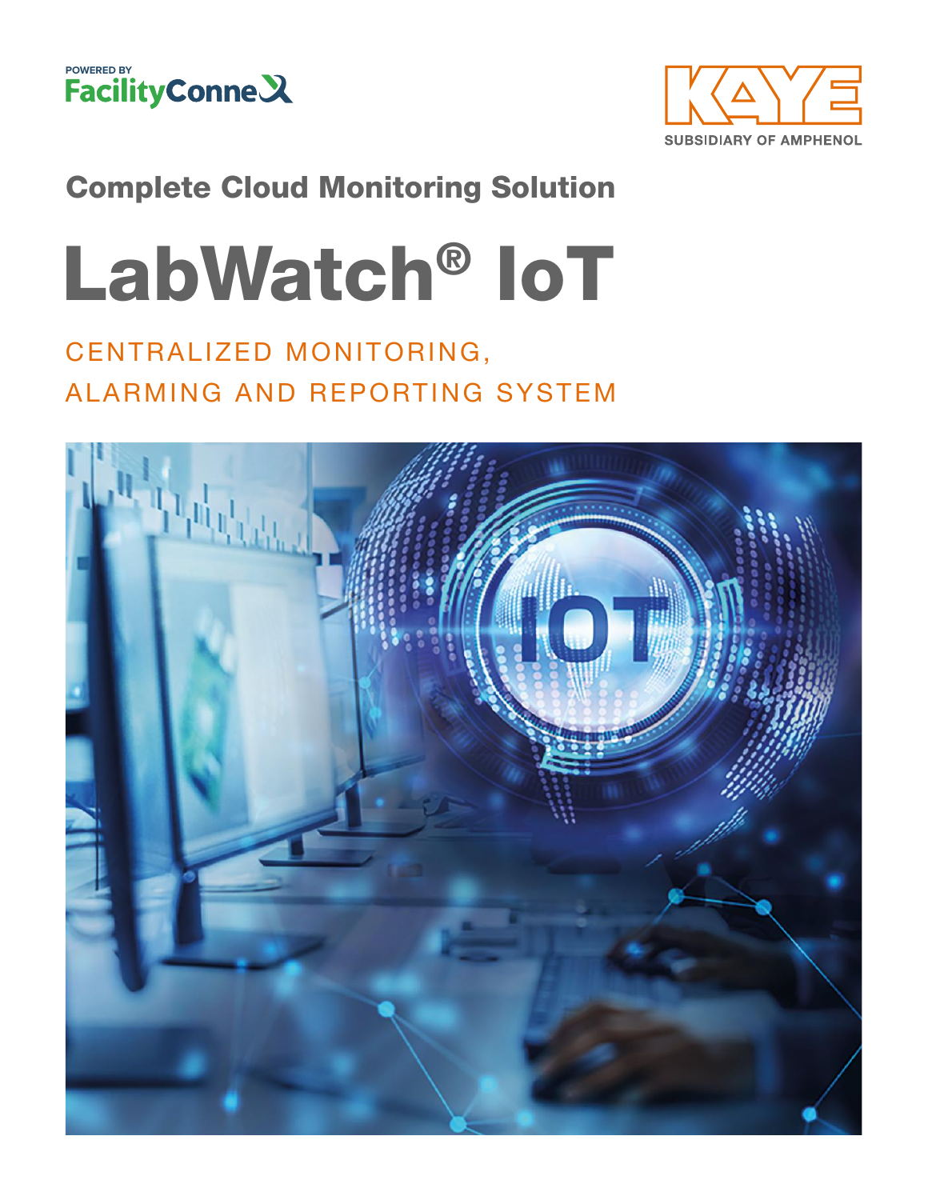POWERED BY FacilityConneX

KAYE
SUBSIDIARY OF AMPHENOL

## Complete Cloud Monitoring Solution

# LabWatch® IoT

CENTRALIZED MONITORING, ALARMING AND REPORTING SYSTEM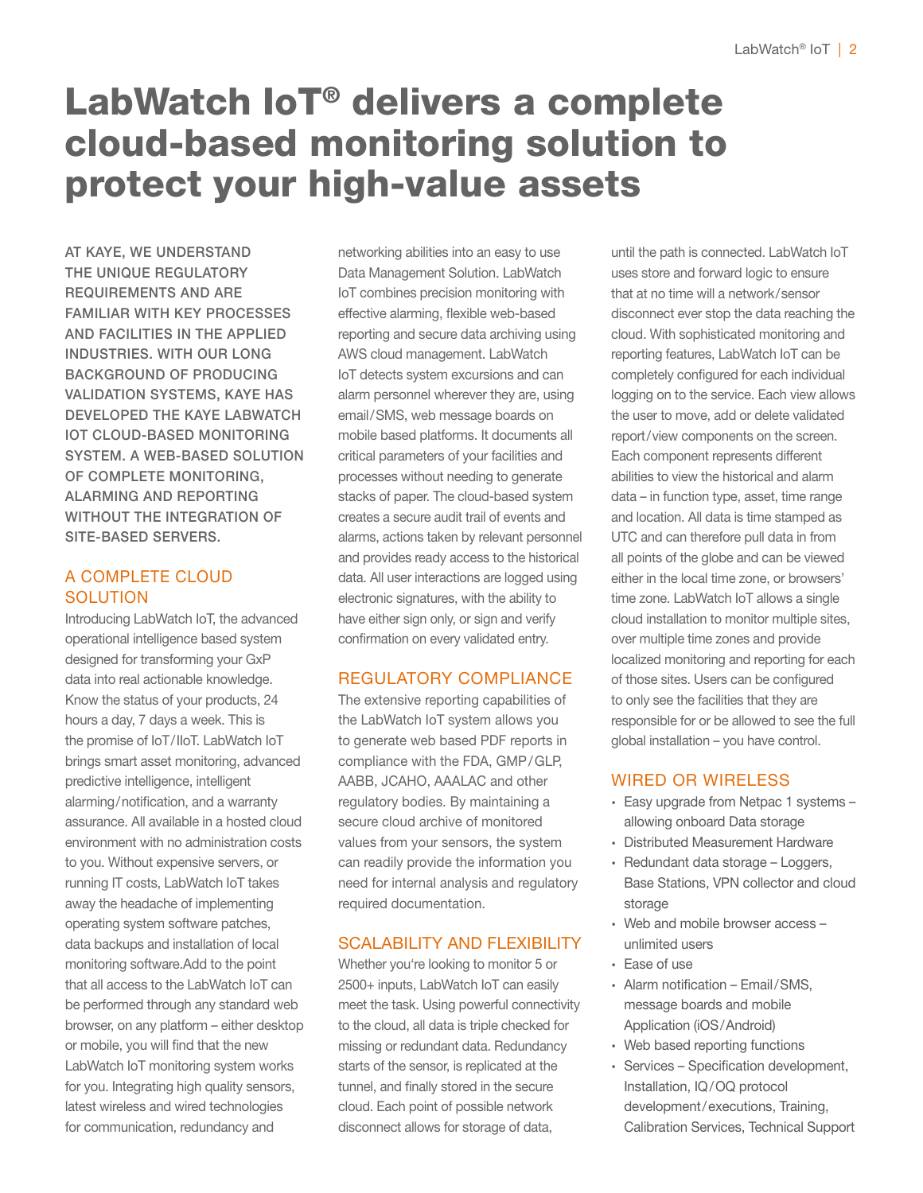# LabWatch IoT® delivers a complete cloud-based monitoring solution to protect your high-value assets

AT KAYE, WE UNDERSTAND THE UNIQUE REGULATORY REQUIREMENTS AND ARE FAMILIAR WITH KEY PROCESSES AND FACILITIES IN THE APPLIED INDUSTRIES. WITH OUR LONG BACKGROUND OF PRODUCING VALIDATION SYSTEMS, KAYE HAS DEVELOPED THE KAYE LABWATCH IOT CLOUD-BASED MONITORING SYSTEM. A WEB-BASED SOLUTION OF COMPLETE MONITORING, ALARMING AND REPORTING WITHOUT THE INTEGRATION OF SITE-BASED SERVERS.

## A COMPLETE CLOUD SOLUTION

Introducing LabWatch IoT, the advanced operational intelligence based system designed for transforming your GxP data into real actionable knowledge. Know the status of your products, 24 hours a day, 7 days a week. This is the promise of IoT/IIoT. LabWatch IoT brings smart asset monitoring, advanced predictive intelligence, intelligent alarming/notification, and a warranty assurance. All available in a hosted cloud environment with no administration costs to you. Without expensive servers, or running IT costs, LabWatch IoT takes away the headache of implementing operating system software patches, data backups and installation of local monitoring software.Add to the point that all access to the LabWatch IoT can be performed through any standard web browser, on any platform – either desktop or mobile, you will find that the new LabWatch IoT monitoring system works for you. Integrating high quality sensors, latest wireless and wired technologies for communication, redundancy and networking abilities into an easy to use Data Management Solution. LabWatch IoT combines precision monitoring with effective alarming, flexible web-based reporting and secure data archiving using AWS cloud management. LabWatch IoT detects system excursions and can alarm personnel wherever they are, using email/SMS, web message boards on mobile based platforms. It documents all critical parameters of your facilities and processes without needing to generate stacks of paper. The cloud-based system creates a secure audit trail of events and alarms, actions taken by relevant personnel and provides ready access to the historical data. All user interactions are logged using electronic signatures, with the ability to have either sign only, or sign and verify confirmation on every validated entry.

## REGULATORY COMPLIANCE

The extensive reporting capabilities of the LabWatch IoT system allows you to generate web based PDF reports in compliance with the FDA, GMP/GLP, AABB, JCAHO, AAALAC and other regulatory bodies. By maintaining a secure cloud archive of monitored values from your sensors, the system can readily provide the information you need for internal analysis and regulatory required documentation.

## SCALABILITY AND FLEXIBILITY

Whether you're looking to monitor 5 or 2500+ inputs, LabWatch IoT can easily meet the task. Using powerful connectivity to the cloud, all data is triple checked for missing or redundant data. Redundancy starts of the sensor, is replicated at the tunnel, and finally stored in the secure cloud. Each point of possible network disconnect allows for storage of data, until the path is connected. LabWatch IoT uses store and forward logic to ensure that at no time will a network/sensor disconnect ever stop the data reaching the cloud. With sophisticated monitoring and reporting features, LabWatch IoT can be completely configured for each individual logging on to the service. Each view allows the user to move, add or delete validated report/view components on the screen. Each component represents different abilities to view the historical and alarm data – in function type, asset, time range and location. All data is time stamped as UTC and can therefore pull data in from all points of the globe and can be viewed either in the local time zone, or browsers' time zone. LabWatch IoT allows a single cloud installation to monitor multiple sites, over multiple time zones and provide localized monitoring and reporting for each of those sites. Users can be configured to only see the facilities that they are responsible for or be allowed to see the full global installation – you have control.

## WIRED OR WIRELESS

- Easy upgrade from Netpac 1 systems – allowing onboard Data storage
- Distributed Measurement Hardware
- Redundant data storage – Loggers, Base Stations, VPN collector and cloud storage
- Web and mobile browser access – unlimited users
- Ease of use
- Alarm notification – Email/SMS, message boards and mobile Application (iOS/Android)
- Web based reporting functions
- Services – Specification development, Installation, IQ/OQ protocol development/executions, Training, Calibration Services, Technical Support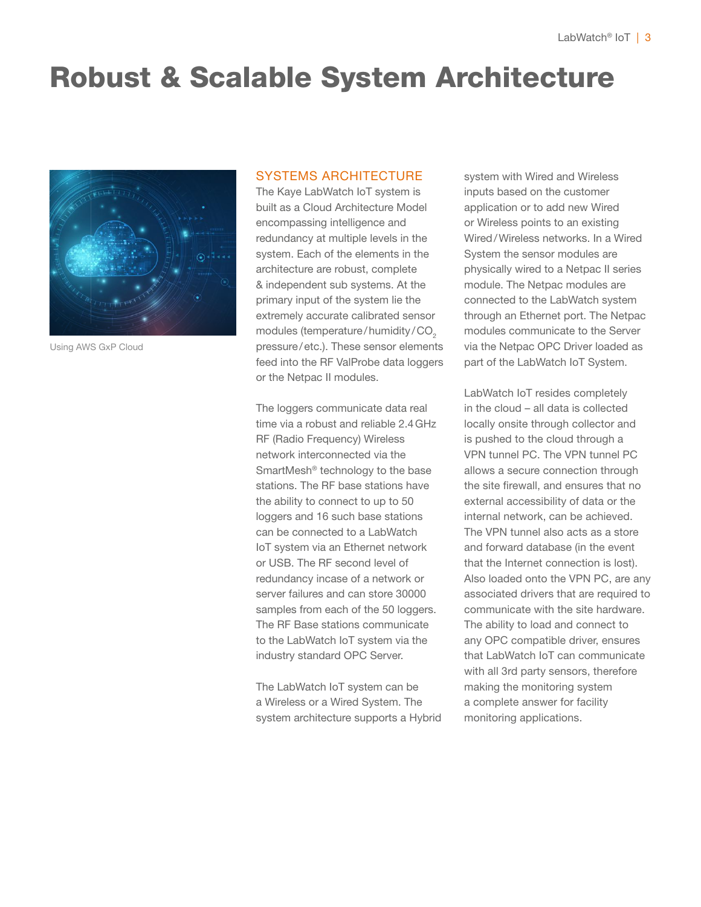# Robust & Scalable System Architecture

Using AWS GxP Cloud

## SYSTEMS ARCHITECTURE

The Kaye LabWatch IoT system is built as a Cloud Architecture Model encompassing intelligence and redundancy at multiple levels in the system. Each of the elements in the architecture are robust, complete & independent sub systems. At the primary input of the system lie the extremely accurate calibrated sensor modules (temperature/humidity/$CO_2$ pressure/etc.). These sensor elements feed into the RF ValProbe data loggers or the Netpac II modules.

The loggers communicate data real time via a robust and reliable 2.4 GHz RF (Radio Frequency) Wireless network interconnected via the SmartMesh® technology to the base stations. The RF base stations have the ability to connect to up to 50 loggers and 16 such base stations can be connected to a LabWatch IoT system via an Ethernet network or USB. The RF second level of redundancy incase of a network or server failures and can store 30000 samples from each of the 50 loggers. The RF Base stations communicate to the LabWatch IoT system via the industry standard OPC Server.

The LabWatch IoT system can be a Wireless or a Wired System. The system architecture supports a Hybrid system with Wired and Wireless inputs based on the customer application or to add new Wired or Wireless points to an existing Wired/Wireless networks. In a Wired System the sensor modules are physically wired to a Netpac II series module. The Netpac modules are connected to the LabWatch system through an Ethernet port. The Netpac modules communicate to the Server via the Netpac OPC Driver loaded as part of the LabWatch IoT System.

LabWatch IoT resides completely in the cloud – all data is collected locally onsite through collector and is pushed to the cloud through a VPN tunnel PC. The VPN tunnel PC allows a secure connection through the site firewall, and ensures that no external accessibility of data or the internal network, can be achieved. The VPN tunnel also acts as a store and forward database (in the event that the Internet connection is lost). Also loaded onto the VPN PC, are any associated drivers that are required to communicate with the site hardware. The ability to load and connect to any OPC compatible driver, ensures that LabWatch IoT can communicate with all 3rd party sensors, therefore making the monitoring system a complete answer for facility monitoring applications.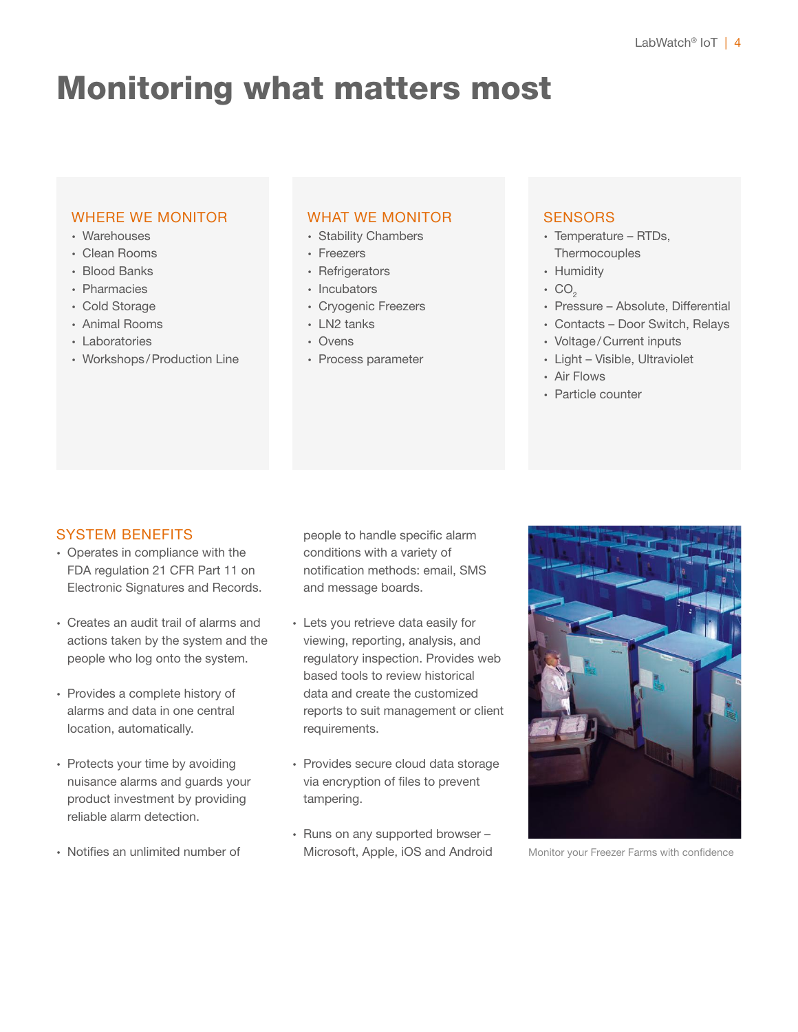# Monitoring what matters most

## WHERE WE MONITOR

- Warehouses
- Clean Rooms
- Blood Banks
- Pharmacies
- Cold Storage
- Animal Rooms
- Laboratories
- Workshops / Production Line

## WHAT WE MONITOR

- Stability Chambers
- Freezers
- Refrigerators
- Incubators
- Cryogenic Freezers
- LN2 tanks
- Ovens
- Process parameter

## SENSORS

- Temperature – RTDs, Thermocouples
- Humidity
- $CO_2$
- Pressure – Absolute, Differential
- Contacts – Door Switch, Relays
- Voltage / Current inputs
- Light – Visible, Ultraviolet
- Air Flows
- Particle counter

## SYSTEM BENEFITS

- Operates in compliance with the FDA regulation 21 CFR Part 11 on Electronic Signatures and Records.
- Creates an audit trail of alarms and actions taken by the system and the people who log onto the system.
- Provides a complete history of alarms and data in one central location, automatically.
- Protects your time by avoiding nuisance alarms and guards your product investment by providing reliable alarm detection.
- Notifies an unlimited number of people to handle specific alarm conditions with a variety of notification methods: email, SMS and message boards.
- Lets you retrieve data easily for viewing, reporting, analysis, and regulatory inspection. Provides web based tools to review historical data and create the customized reports to suit management or client requirements.
- Provides secure cloud data storage via encryption of files to prevent tampering.
- Runs on any supported browser – Microsoft, Apple, iOS and Android

Monitor your Freezer Farms with confidence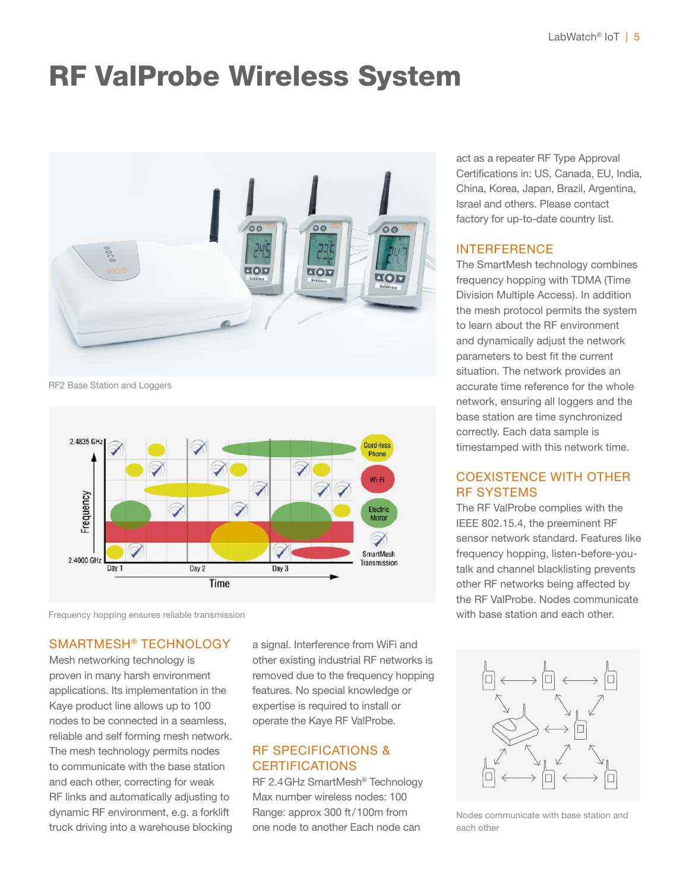# RF ValProbe Wireless System

RF2 Base Station and Loggers

Frequency hopping ensures reliable transmission

## SMARTMESH® TECHNOLOGY

Mesh networking technology is proven in many harsh environment applications. Its implementation in the Kaye product line allows up to 100 nodes to be connected in a seamless, reliable and self forming mesh network. The mesh technology permits nodes to communicate with the base station and each other, correcting for weak RF links and automatically adjusting to dynamic RF environment, e.g. a forklift truck driving into a warehouse blocking a signal. Interference from WiFi and other existing industrial RF networks is removed due to the frequency hopping features. No special knowledge or expertise is required to install or operate the Kaye RF ValProbe.

## RF SPECIFICATIONS & CERTIFICATIONS

RF 2.4 GHz SmartMesh® Technology
Max number wireless nodes: 100
Range: approx 300 ft / 100m from one node to another Each node can act as a repeater RF Type Approval Certifications in: US, Canada, EU, India, China, Korea, Japan, Brazil, Argentina, Israel and others. Please contact factory for up-to-date country list.

## INTERFERENCE

The SmartMesh technology combines frequency hopping with TDMA (Time Division Multiple Access). In addition the mesh protocol permits the system to learn about the RF environment and dynamically adjust the network parameters to best fit the current situation. The network provides an accurate time reference for the whole network, ensuring all loggers and the base station are time synchronized correctly. Each data sample is timestamped with this network time.

## COEXISTENCE WITH OTHER RF SYSTEMS

The RF ValProbe complies with the IEEE 802.15.4, the preeminent RF sensor network standard. Features like frequency hopping, listen-before-you-talk and channel blacklisting prevents other RF networks being affected by the RF ValProbe. Nodes communicate with base station and each other.

Nodes communicate with base station and each other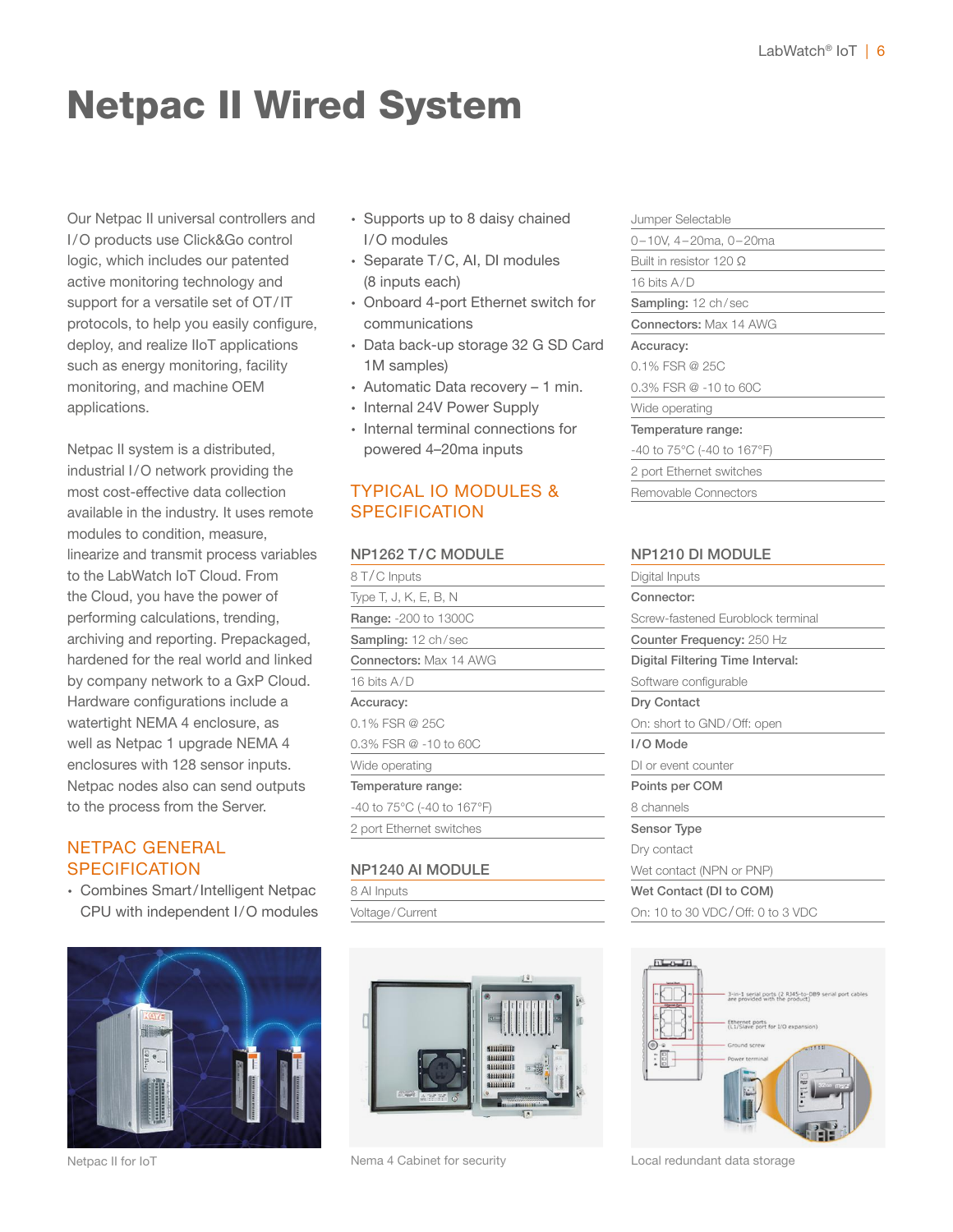# Netpac II Wired System

Our Netpac II universal controllers and I/O products use Click&Go control logic, which includes our patented active monitoring technology and support for a versatile set of OT/IT protocols, to help you easily configure, deploy, and realize IIoT applications such as energy monitoring, facility monitoring, and machine OEM applications.

Netpac II system is a distributed, industrial I/O network providing the most cost-effective data collection available in the industry. It uses remote modules to condition, measure, linearize and transmit process variables to the LabWatch IoT Cloud. From the Cloud, you have the power of performing calculations, trending, archiving and reporting. Prepackaged, hardened for the real world and linked by company network to a GxP Cloud. Hardware configurations include a watertight NEMA 4 enclosure, as well as Netpac 1 upgrade NEMA 4 enclosures with 128 sensor inputs. Netpac nodes also can send outputs to the process from the Server.

## NETPAC GENERAL SPECIFICATION

- Combines Smart/Intelligent Netpac CPU with independent I/O modules
- Supports up to 8 daisy chained I/O modules
- Separate T/C, AI, DI modules (8 inputs each)
- Onboard 4-port Ethernet switch for communications
- Data back-up storage 32 G SD Card 1M samples)
- Automatic Data recovery – 1 min.
- Internal 24V Power Supply
- Internal terminal connections for powered 4–20ma inputs

## TYPICAL IO MODULES & SPECIFICATION

### NP1262 T/C MODULE

8 T/C Inputs

Type T, J, K, E, B, N

**Range:** -200 to 1300C

**Sampling:** 12 ch/sec

**Connectors:** Max 14 AWG

16 bits A/D

**Accuracy:**

0.1% FSR @ 25C

0.3% FSR @ -10 to 60C

Wide operating

**Temperature range:**

-40 to 75°C (-40 to 167°F)

2 port Ethernet switches

### NP1240 AI MODULE

8 AI Inputs

Voltage/Current

Jumper Selectable

0–10V, 4–20ma, 0–20ma

Built in resistor 120 Ω

16 bits A/D

**Sampling:** 12 ch/sec

**Connectors:** Max 14 AWG

**Accuracy:**

0.1% FSR @ 25C

0.3% FSR @ -10 to 60C

Wide operating

**Temperature range:**

-40 to 75°C (-40 to 167°F)

2 port Ethernet switches

Removable Connectors

### NP1210 DI MODULE

Digital Inputs

**Connector:**

Screw-fastened Euroblock terminal

**Counter Frequency:** 250 Hz

**Digital Filtering Time Interval:**

Software configurable

**Dry Contact**

On: short to GND/Off: open

**I/O Mode**

DI or event counter

**Points per COM**

8 channels

**Sensor Type**

Dry contact

Wet contact (NPN or PNP)

**Wet Contact (DI to COM)**

On: 10 to 30 VDC/Off: 0 to 3 VDC

Netpac II for IoT

Nema 4 Cabinet for security

Local redundant data storage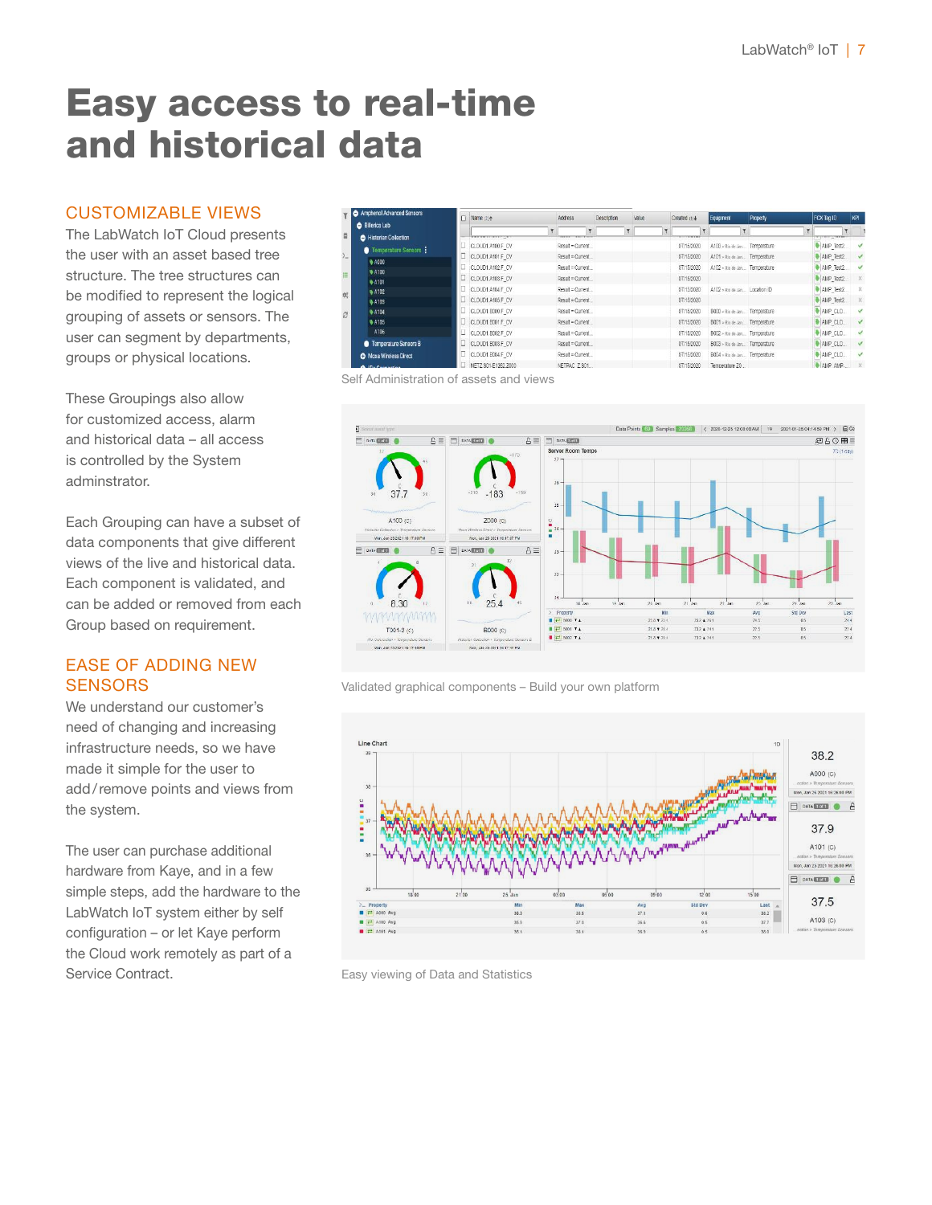# Easy access to real-time and historical data

## CUSTOMIZABLE VIEWS

The LabWatch IoT Cloud presents the user with an asset based tree structure. The tree structures can be modified to represent the logical grouping of assets or sensors. The user can segment by departments, groups or physical locations.

These Groupings also allow for customized access, alarm and historical data – all access is controlled by the System adminstrator.

Each Grouping can have a subset of data components that give different views of the live and historical data. Each component is validated, and can be added or removed from each Group based on requirement.

## EASE OF ADDING NEW SENSORS

We understand our customer's need of changing and increasing infrastructure needs, so we have made it simple for the user to add/remove points and views from the system.

The user can purchase additional hardware from Kaye, and in a few simple steps, add the hardware to the LabWatch IoT system either by self configuration – or let Kaye perform the Cloud work remotely as part of a Service Contract.

Self Administration of assets and views

Validated graphical components – Build your own platform

Easy viewing of Data and Statistics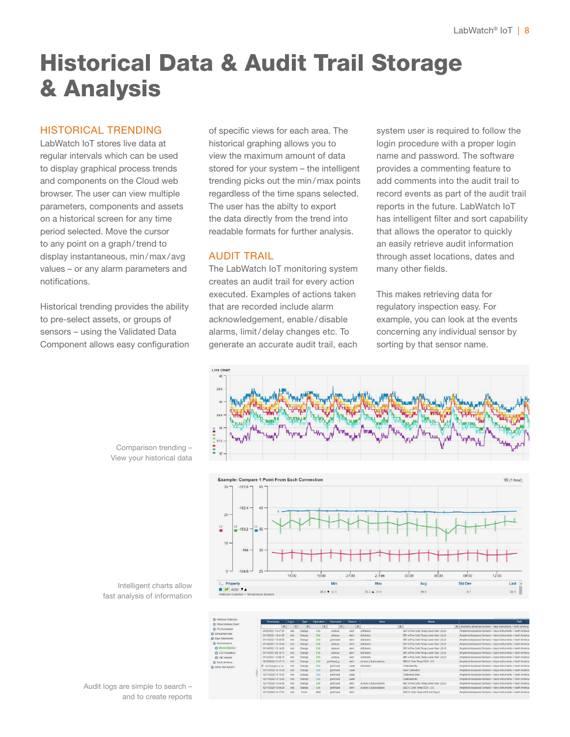# Historical Data & Audit Trail Storage & Analysis

## HISTORICAL TRENDING

LabWatch IoT stores live data at regular intervals which can be used to display graphical process trends and components on the Cloud web browser. The user can view multiple parameters, components and assets on a historical screen for any time period selected. Move the cursor to any point on a graph/trend to display instantaneous, min/max/avg values – or any alarm parameters and notifications.

Historical trending provides the ability to pre-select assets, or groups of sensors – using the Validated Data Component allows easy configuration of specific views for each area. The historical graphing allows you to view the maximum amount of data stored for your system – the intelligent trending picks out the min/max points regardless of the time spans selected. The user has the abilty to export the data directly from the trend into readable formats for further analysis.

## AUDIT TRAIL

The LabWatch IoT monitoring system creates an audit trail for every action executed. Examples of actions taken that are recorded include alarm acknowledgement, enable/disable alarms, limit/delay changes etc. To generate an accurate audit trail, each system user is required to follow the login procedure with a proper login name and password. The software provides a commenting feature to add comments into the audit trail to record events as part of the audit trail reports in the future. LabWatch IoT has intelligent filter and sort capability that allows the operator to quickly an easily retrieve audit information through asset locations, dates and many other fields.

This makes retrieving data for regulatory inspection easy. For example, you can look at the events concerning any individual sensor by sorting by that sensor name.

Comparison trending – View your historical data

Intelligent charts allow fast analysis of information

Audit logs are simple to search – and to create reports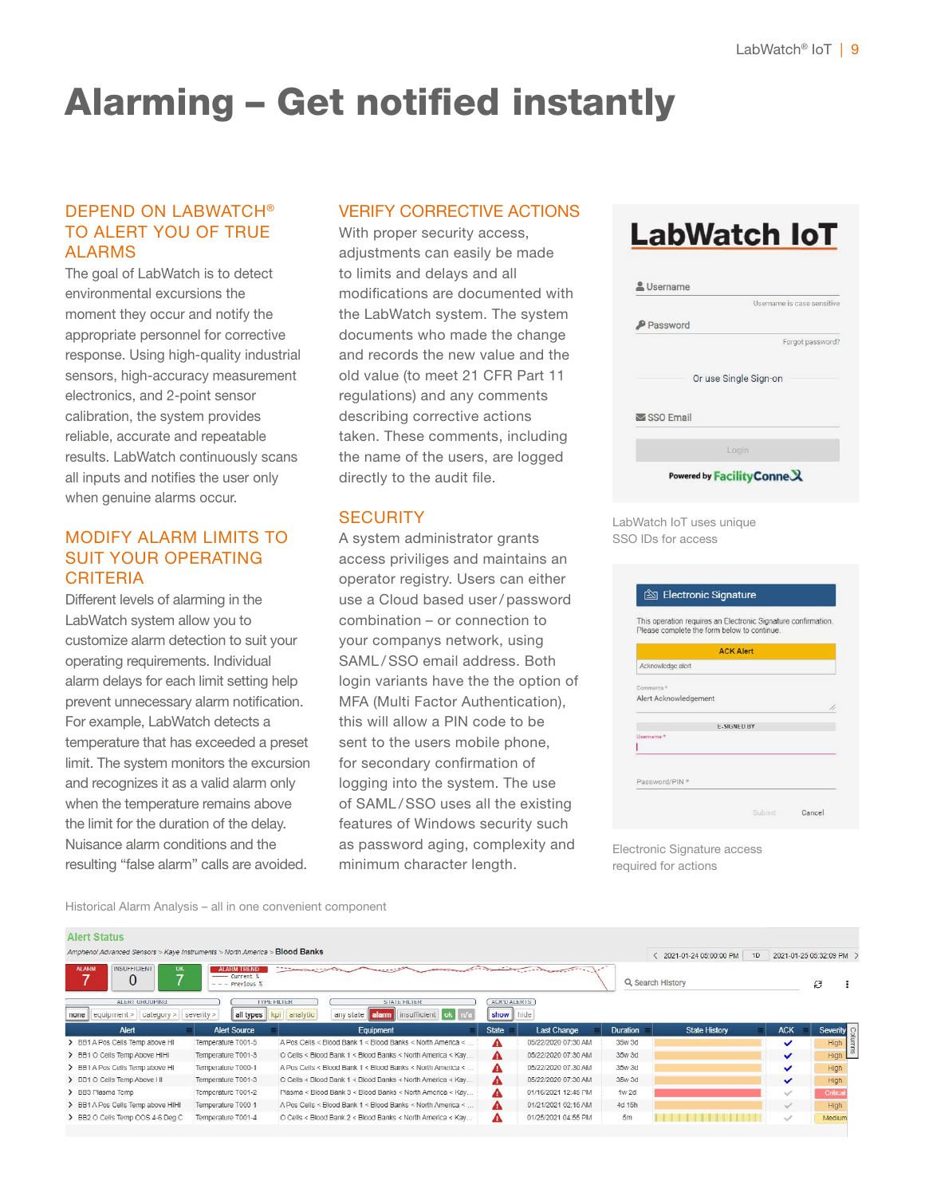# Alarming – Get notified instantly

## DEPEND ON LABWATCH® TO ALERT YOU OF TRUE ALARMS

The goal of LabWatch is to detect environmental excursions the moment they occur and notify the appropriate personnel for corrective response. Using high-quality industrial sensors, high-accuracy measurement electronics, and 2-point sensor calibration, the system provides reliable, accurate and repeatable results. LabWatch continuously scans all inputs and notifies the user only when genuine alarms occur.

## MODIFY ALARM LIMITS TO SUIT YOUR OPERATING CRITERIA

Different levels of alarming in the LabWatch system allow you to customize alarm detection to suit your operating requirements. Individual alarm delays for each limit setting help prevent unnecessary alarm notification. For example, LabWatch detects a temperature that has exceeded a preset limit. The system monitors the excursion and recognizes it as a valid alarm only when the temperature remains above the limit for the duration of the delay. Nuisance alarm conditions and the resulting "false alarm" calls are avoided.

## VERIFY CORRECTIVE ACTIONS

With proper security access, adjustments can easily be made to limits and delays and all modifications are documented with the LabWatch system. The system documents who made the change and records the new value and the old value (to meet 21 CFR Part 11 regulations) and any comments describing corrective actions taken. These comments, including the name of the users, are logged directly to the audit file.

## SECURITY

A system administrator grants access priviliges and maintains an operator registry. Users can either use a Cloud based user / password combination – or connection to your companys network, using SAML / SSO email address. Both login variants have the the option of MFA (Multi Factor Authentication), this will allow a PIN code to be sent to the users mobile phone, for secondary confirmation of logging into the system. The use of SAML / SSO uses all the existing features of Windows security such as password aging, complexity and minimum character length.

LabWatch IoT uses unique SSO IDs for access

Electronic Signature access required for actions

Historical Alarm Analysis – all in one convenient component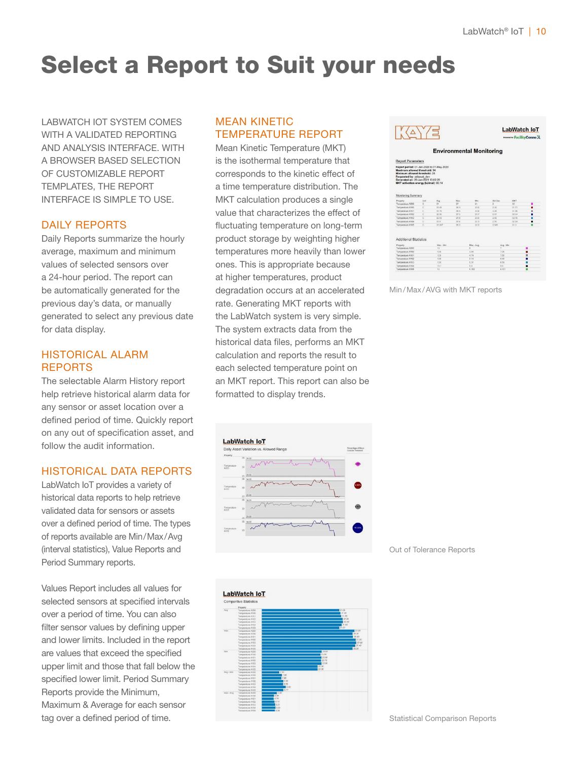# Select a Report to Suit your needs

LABWATCH IOT SYSTEM COMES WITH A VALIDATED REPORTING AND ANALYSIS INTERFACE. WITH A BROWSER BASED SELECTION OF CUSTOMIZABLE REPORT TEMPLATES, THE REPORT INTERFACE IS SIMPLE TO USE.

## DAILY REPORTS

Daily Reports summarize the hourly average, maximum and minimum values of selected sensors over a 24-hour period. The report can be automatically generated for the previous day's data, or manually generated to select any previous date for data display.

## HISTORICAL ALARM REPORTS

The selectable Alarm History report help retrieve historical alarm data for any sensor or asset location over a defined period of time. Quickly report on any out of specification asset, and follow the audit information.

## HISTORICAL DATA REPORTS

LabWatch IoT provides a variety of historical data reports to help retrieve validated data for sensors or assets over a defined period of time. The types of reports available are Min/Max/Avg (interval statistics), Value Reports and Period Summary reports.

Values Report includes all values for selected sensors at specified intervals over a period of time. You can also filter sensor values by defining upper and lower limits. Included in the report are values that exceed the specified upper limit and those that fall below the specified lower limit. Period Summary Reports provide the Minimum, Maximum & Average for each sensor tag over a defined period of time.

## MEAN KINETIC TEMPERATURE REPORT

Mean Kinetic Temperature (MKT) is the isothermal temperature that corresponds to the kinetic effect of a time temperature distribution. The MKT calculation produces a single value that characterizes the effect of fluctuating temperature on long-term product storage by weighting higher temperatures more heavily than lower ones. This is appropriate because at higher temperatures, product degradation occurs at an accelerated rate. Generating MKT reports with the LabWatch system is very simple. The system extracts data from the historical data files, performs an MKT calculation and reports the result to each selected temperature point on an MKT report. This report can also be formatted to display trends.

Min/Max/AVG with MKT reports

Out of Tolerance Reports

Statistical Comparison Reports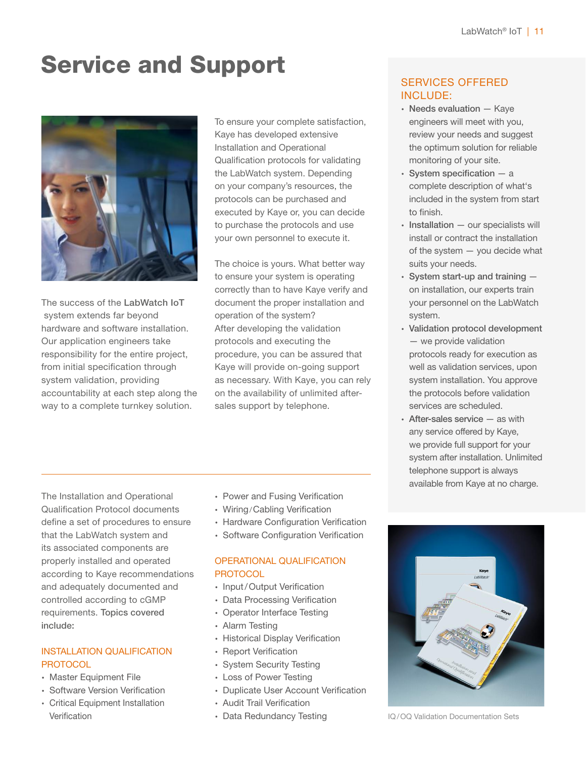# Service and Support

The success of the **LabWatch IoT** system extends far beyond hardware and software installation. Our application engineers take responsibility for the entire project, from initial specification through system validation, providing accountability at each step along the way to a complete turnkey solution.

To ensure your complete satisfaction, Kaye has developed extensive Installation and Operational Qualification protocols for validating the LabWatch system. Depending on your company's resources, the protocols can be purchased and executed by Kaye or, you can decide to purchase the protocols and use your own personnel to execute it.

The choice is yours. What better way to ensure your system is operating correctly than to have Kaye verify and document the proper installation and operation of the system?
After developing the validation protocols and executing the procedure, you can be assured that Kaye will provide on-going support as necessary. With Kaye, you can rely on the availability of unlimited after-sales support by telephone.

## SERVICES OFFERED INCLUDE:

- **Needs evaluation** — Kaye engineers will meet with you, review your needs and suggest the optimum solution for reliable monitoring of your site.
- **System specification** — a complete description of what's included in the system from start to finish.
- **Installation** — our specialists will install or contract the installation of the system — you decide what suits your needs.
- **System start-up and training** — on installation, our experts train your personnel on the LabWatch system.
- **Validation protocol development** — we provide validation protocols ready for execution as well as validation services, upon system installation. You approve the protocols before validation services are scheduled.
- **After-sales service** — as with any service offered by Kaye, we provide full support for your system after installation. Unlimited telephone support is always available from Kaye at no charge.

The Installation and Operational Qualification Protocol documents define a set of procedures to ensure that the LabWatch system and its associated components are properly installed and operated according to Kaye recommendations and adequately documented and controlled according to cGMP requirements. **Topics covered include:**

## INSTALLATION QUALIFICATION PROTOCOL

- Master Equipment File
- Software Version Verification
- Critical Equipment Installation Verification
- Power and Fusing Verification
- Wiring/Cabling Verification
- Hardware Configuration Verification
- Software Configuration Verification

## OPERATIONAL QUALIFICATION PROTOCOL

- Input/Output Verification
- Data Processing Verification
- Operator Interface Testing
- Alarm Testing
- Historical Display Verification
- Report Verification
- System Security Testing
- Loss of Power Testing
- Duplicate User Account Verification
- Audit Trail Verification
- Data Redundancy Testing

IQ/OQ Validation Documentation Sets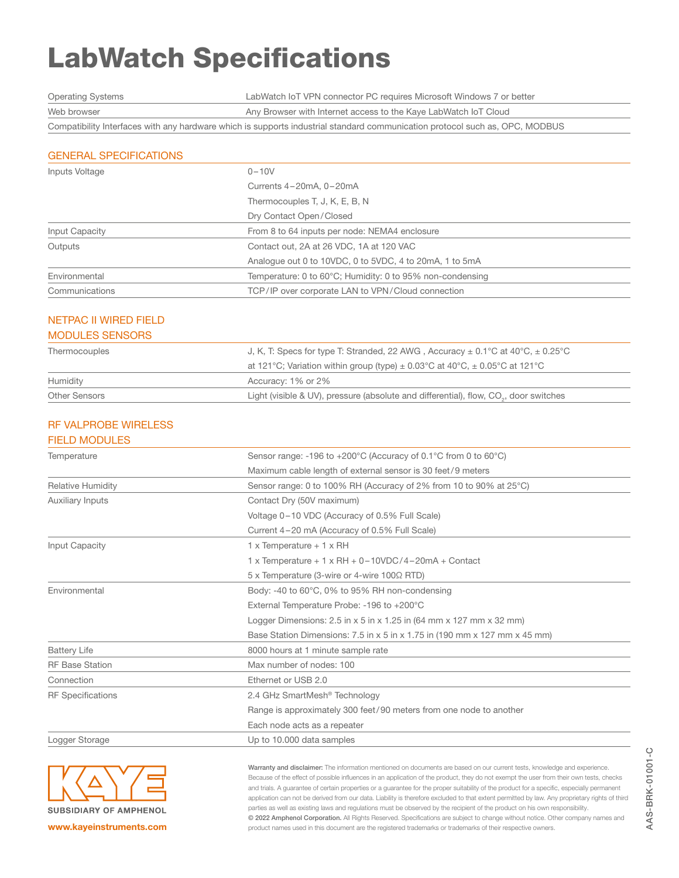# LabWatch Specifications

| | |
|---|---|
| Operating Systems | LabWatch IoT VPN connector PC requires Microsoft Windows 7 or better |
| Web browser | Any Browser with Internet access to the Kaye LabWatch IoT Cloud |

Compatibility Interfaces with any hardware which is supports industrial standard communication protocol such as, OPC, MODBUS

## GENERAL SPECIFICATIONS

| | |
|---|---|
| Inputs Voltage | 0–10V |
| | Currents 4–20mA, 0–20mA |
| | Thermocouples T, J, K, E, B, N |
| | Dry Contact Open/Closed |
| Input Capacity | From 8 to 64 inputs per node: NEMA4 enclosure |
| Outputs | Contact out, 2A at 26 VDC, 1A at 120 VAC |
| | Analogue out 0 to 10VDC, 0 to 5VDC, 4 to 20mA, 1 to 5mA |
| Environmental | Temperature: 0 to 60°C; Humidity: 0 to 95% non-condensing |
| Communications | TCP/IP over corporate LAN to VPN/Cloud connection |

## NETPAC II WIRED FIELD MODULES SENSORS

| | |
|---|---|
| Thermocouples | J, K, T: Specs for type T: Stranded, 22 AWG , Accuracy ± 0.1°C at 40°C, ± 0.25°C at 121°C; Variation within group (type) ± 0.03°C at 40°C, ± 0.05°C at 121°C |
| Humidity | Accuracy: 1% or 2% |
| Other Sensors | Light (visible & UV), pressure (absolute and differential), flow, $CO_2$, door switches |

## RF VALPROBE WIRELESS FIELD MODULES

| | |
|---|---|
| Temperature | Sensor range: -196 to +200°C (Accuracy of 0.1°C from 0 to 60°C) |
| | Maximum cable length of external sensor is 30 feet/9 meters |
| Relative Humidity | Sensor range: 0 to 100% RH (Accuracy of 2% from 10 to 90% at 25°C) |
| Auxiliary Inputs | Contact Dry (50V maximum) |
| | Voltage 0–10 VDC (Accuracy of 0.5% Full Scale) |
| | Current 4–20 mA (Accuracy of 0.5% Full Scale) |
| Input Capacity | 1 x Temperature + 1 x RH |
| | 1 x Temperature + 1 x RH + 0–10VDC/4–20mA + Contact |
| | 5 x Temperature (3-wire or 4-wire 100Ω RTD) |
| Environmental | Body: -40 to 60°C, 0% to 95% RH non-condensing |
| | External Temperature Probe: -196 to +200°C |
| | Logger Dimensions: 2.5 in x 5 in x 1.25 in (64 mm x 127 mm x 32 mm) |
| | Base Station Dimensions: 7.5 in x 5 in x 1.75 in (190 mm x 127 mm x 45 mm) |
| Battery Life | 8000 hours at 1 minute sample rate |
| RF Base Station | Max number of nodes: 100 |
| Connection | Ethernet or USB 2.0 |
| RF Specifications | 2.4 GHz SmartMesh® Technology |
| | Range is approximately 300 feet/90 meters from one node to another |
| | Each node acts as a repeater |
| Logger Storage | Up to 10.000 data samples |

KAYE
SUBSIDIARY OF AMPHENOL
www.kayeinstruments.com

**Warranty and disclaimer:** The information mentioned on documents are based on our current tests, knowledge and experience. Because of the effect of possible influences in an application of the product, they do not exempt the user from their own tests, checks and trials. A guarantee of certain properties or a guarantee for the proper suitability of the product for a specific, especially permanent application can not be derived from our data. Liability is therefore excluded to that extent permitted by law. Any proprietary rights of third parties as well as existing laws and regulations must be observed by the recipient of the product on his own responsibility.
**© 2022 Amphenol Corporation.** All Rights Reserved. Specifications are subject to change without notice. Other company names and product names used in this document are the registered trademarks or trademarks of their respective owners.

AAS-BRK-01001-C